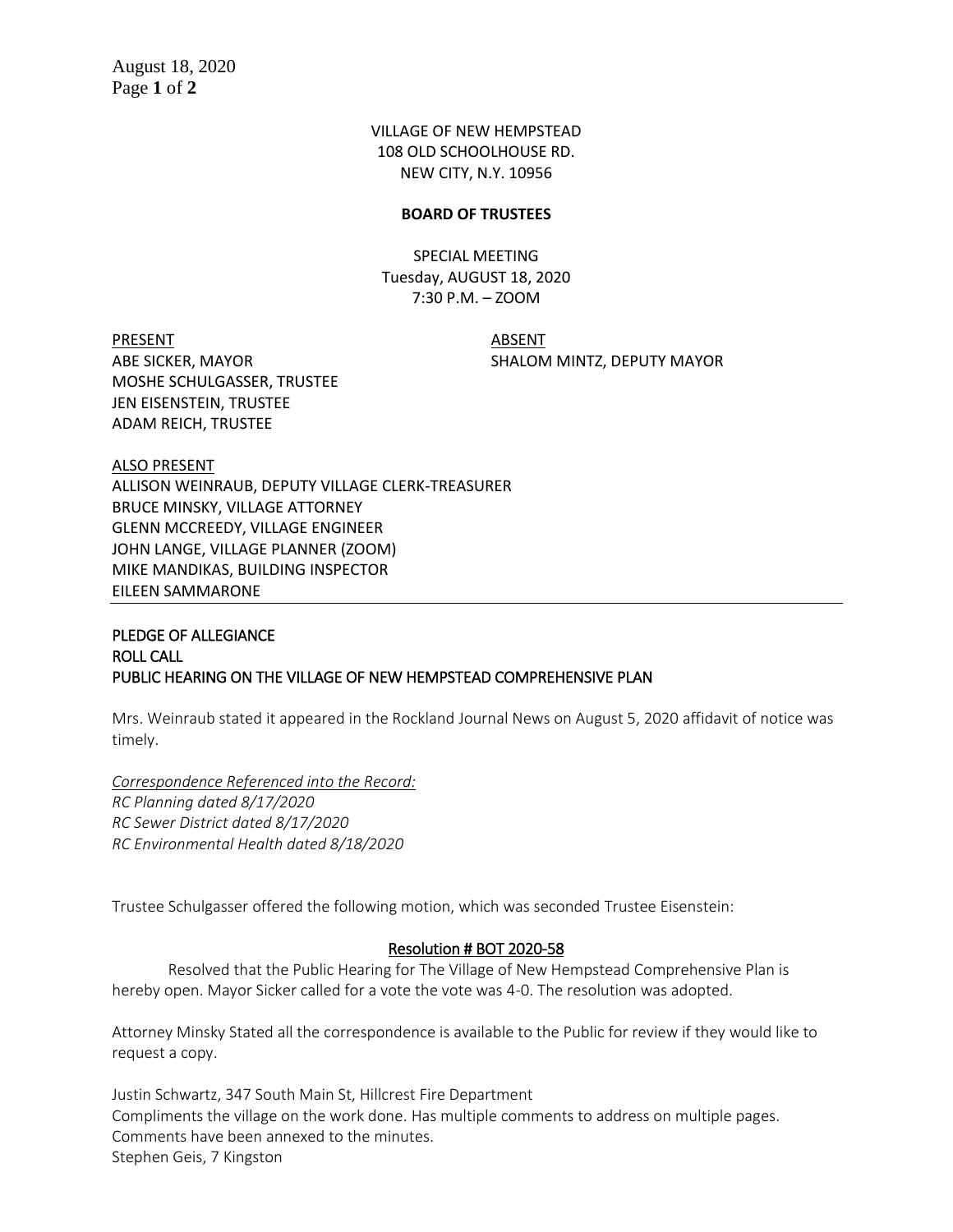VILLAGE OF NEW HEMPSTEAD
108 OLD SCHOOLHOUSE RD.
NEW CITY, N.Y. 10956

**BOARD OF TRUSTEES**

SPECIAL MEETING
Tuesday, AUGUST 18, 2020
7:30 P.M. – ZOOM

| PRESENT | ABSENT |
|---|---|
| ABE SICKER, MAYOR | SHALOM MINTZ, DEPUTY MAYOR |
| MOSHE SCHULGASSER, TRUSTEE | |
| JEN EISENSTEIN, TRUSTEE | |
| ADAM REICH, TRUSTEE | |

ALSO PRESENT
ALLISON WEINRAUB, DEPUTY VILLAGE CLERK-TREASURER
BRUCE MINSKY, VILLAGE ATTORNEY
GLENN MCCREEDY, VILLAGE ENGINEER
JOHN LANGE, VILLAGE PLANNER (ZOOM)
MIKE MANDIKAS, BUILDING INSPECTOR
EILEEN SAMMARONE

PLEDGE OF ALLEGIANCE
ROLL CALL
PUBLIC HEARING ON THE VILLAGE OF NEW HEMPSTEAD COMPREHENSIVE PLAN

Mrs. Weinraub stated it appeared in the Rockland Journal News on August 5, 2020 affidavit of notice was timely.

*Correspondence Referenced into the Record:*
*RC Planning dated 8/17/2020*
*RC Sewer District dated 8/17/2020*
*RC Environmental Health dated 8/18/2020*

Trustee Schulgasser offered the following motion, which was seconded Trustee Eisenstein:

**Resolution # BOT 2020-58**

Resolved that the Public Hearing for The Village of New Hempstead Comprehensive Plan is hereby open. Mayor Sicker called for a vote the vote was 4-0. The resolution was adopted.

Attorney Minsky Stated all the correspondence is available to the Public for review if they would like to request a copy.

Justin Schwartz, 347 South Main St, Hillcrest Fire Department
Compliments the village on the work done. Has multiple comments to address on multiple pages. Comments have been annexed to the minutes.
Stephen Geis, 7 Kingston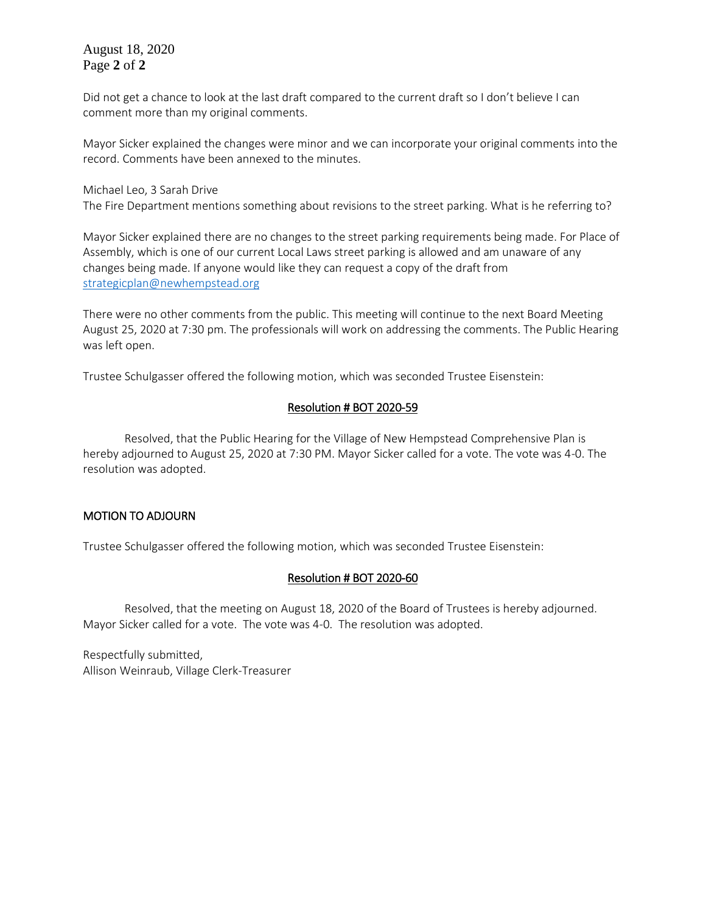Did not get a chance to look at the last draft compared to the current draft so I don't believe I can comment more than my original comments.

Mayor Sicker explained the changes were minor and we can incorporate your original comments into the record. Comments have been annexed to the minutes.

Michael Leo, 3 Sarah Drive
The Fire Department mentions something about revisions to the street parking. What is he referring to?

Mayor Sicker explained there are no changes to the street parking requirements being made. For Place of Assembly, which is one of our current Local Laws street parking is allowed and am unaware of any changes being made. If anyone would like they can request a copy of the draft from strategicplan@newhempstead.org

There were no other comments from the public. This meeting will continue to the next Board Meeting August 25, 2020 at 7:30 pm. The professionals will work on addressing the comments. The Public Hearing was left open.

Trustee Schulgasser offered the following motion, which was seconded Trustee Eisenstein:

**Resolution # BOT 2020-59**

Resolved, that the Public Hearing for the Village of New Hempstead Comprehensive Plan is hereby adjourned to August 25, 2020 at 7:30 PM. Mayor Sicker called for a vote. The vote was 4-0. The resolution was adopted.

## MOTION TO ADJOURN

Trustee Schulgasser offered the following motion, which was seconded Trustee Eisenstein:

**Resolution # BOT 2020-60**

Resolved, that the meeting on August 18, 2020 of the Board of Trustees is hereby adjourned. Mayor Sicker called for a vote. The vote was 4-0. The resolution was adopted.

Respectfully submitted,
Allison Weinraub, Village Clerk-Treasurer